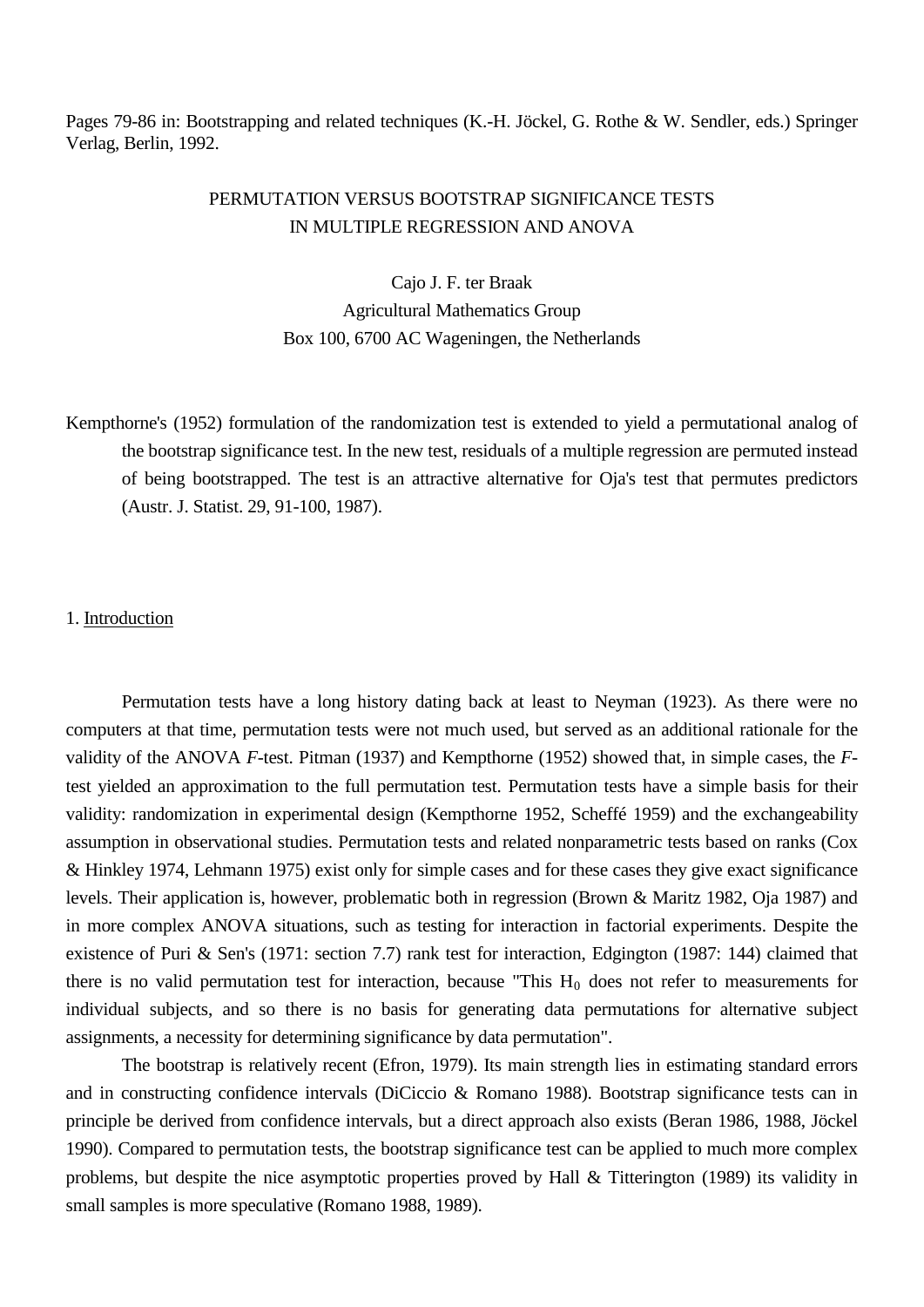Pages 79-86 in: Bootstrapping and related techniques (K.-H. Jöckel, G. Rothe & W. Sendler, eds.) Springer Verlag, Berlin, 1992.

# PERMUTATION VERSUS BOOTSTRAP SIGNIFICANCE TESTS IN MULTIPLE REGRESSION AND ANOVA

Cajo J. F. ter Braak
Agricultural Mathematics Group
Box 100, 6700 AC Wageningen, the Netherlands

Kempthorne's (1952) formulation of the randomization test is extended to yield a permutational analog of the bootstrap significance test. In the new test, residuals of a multiple regression are permuted instead of being bootstrapped. The test is an attractive alternative for Oja's test that permutes predictors (Austr. J. Statist. 29, 91-100, 1987).

## 1. Introduction

Permutation tests have a long history dating back at least to Neyman (1923). As there were no computers at that time, permutation tests were not much used, but served as an additional rationale for the validity of the ANOVA *F*-test. Pitman (1937) and Kempthorne (1952) showed that, in simple cases, the *F*-test yielded an approximation to the full permutation test. Permutation tests have a simple basis for their validity: randomization in experimental design (Kempthorne 1952, Scheffé 1959) and the exchangeability assumption in observational studies. Permutation tests and related nonparametric tests based on ranks (Cox & Hinkley 1974, Lehmann 1975) exist only for simple cases and for these cases they give exact significance levels. Their application is, however, problematic both in regression (Brown & Maritz 1982, Oja 1987) and in more complex ANOVA situations, such as testing for interaction in factorial experiments. Despite the existence of Puri & Sen's (1971: section 7.7) rank test for interaction, Edgington (1987: 144) claimed that there is no valid permutation test for interaction, because "This $H_0$ does not refer to measurements for individual subjects, and so there is no basis for generating data permutations for alternative subject assignments, a necessity for determining significance by data permutation".

The bootstrap is relatively recent (Efron, 1979). Its main strength lies in estimating standard errors and in constructing confidence intervals (DiCiccio & Romano 1988). Bootstrap significance tests can in principle be derived from confidence intervals, but a direct approach also exists (Beran 1986, 1988, Jöckel 1990). Compared to permutation tests, the bootstrap significance test can be applied to much more complex problems, but despite the nice asymptotic properties proved by Hall & Titterington (1989) its validity in small samples is more speculative (Romano 1988, 1989).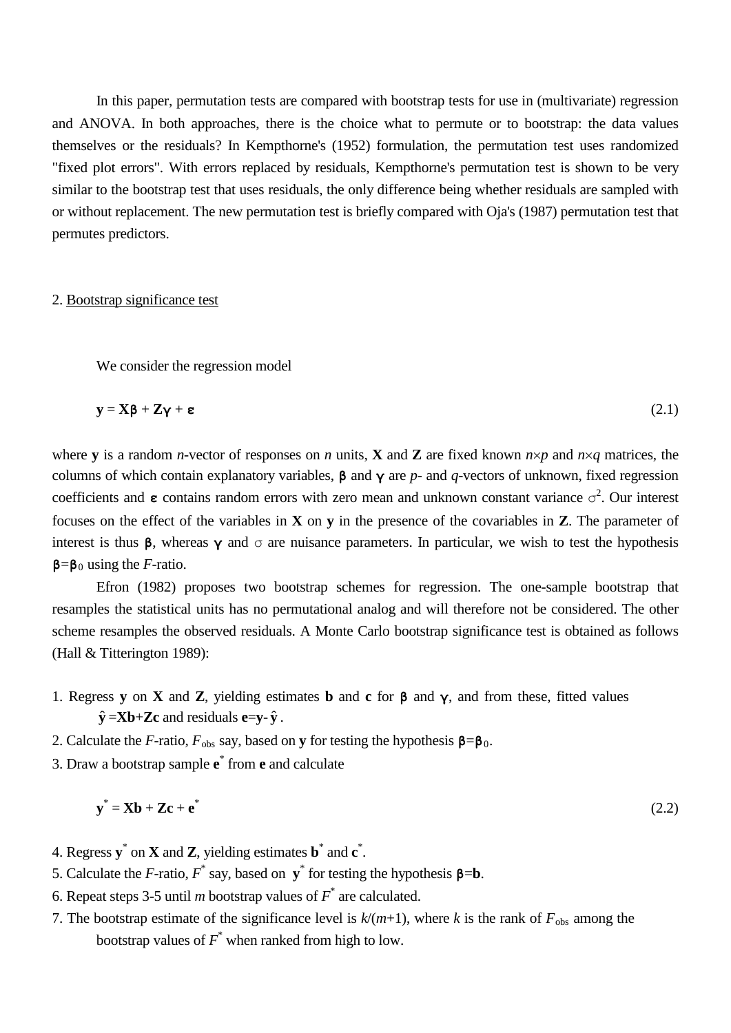In this paper, permutation tests are compared with bootstrap tests for use in (multivariate) regression and ANOVA. In both approaches, there is the choice what to permute or to bootstrap: the data values themselves or the residuals? In Kempthorne's (1952) formulation, the permutation test uses randomized "fixed plot errors". With errors replaced by residuals, Kempthorne's permutation test is shown to be very similar to the bootstrap test that uses residuals, the only difference being whether residuals are sampled with or without replacement. The new permutation test is briefly compared with Oja's (1987) permutation test that permutes predictors.

## 2. Bootstrap significance test

We consider the regression model

$$\mathbf{y} = \mathbf{X}\boldsymbol{\beta} + \mathbf{Z}\boldsymbol{\gamma} + \boldsymbol{\varepsilon} \tag{2.1}$$

where $\mathbf{y}$ is a random $n$-vector of responses on $n$ units, $\mathbf{X}$ and $\mathbf{Z}$ are fixed known $n \times p$ and $n \times q$ matrices, the columns of which contain explanatory variables, $\boldsymbol{\beta}$ and $\boldsymbol{\gamma}$ are $p$- and $q$-vectors of unknown, fixed regression coefficients and $\boldsymbol{\varepsilon}$ contains random errors with zero mean and unknown constant variance $\sigma^2$. Our interest focuses on the effect of the variables in $\mathbf{X}$ on $\mathbf{y}$ in the presence of the covariables in $\mathbf{Z}$. The parameter of interest is thus $\boldsymbol{\beta}$, whereas $\boldsymbol{\gamma}$ and $\sigma$ are nuisance parameters. In particular, we wish to test the hypothesis $\boldsymbol{\beta}=\boldsymbol{\beta}_0$ using the $F$-ratio.

Efron (1982) proposes two bootstrap schemes for regression. The one-sample bootstrap that resamples the statistical units has no permutational analog and will therefore not be considered. The other scheme resamples the observed residuals. A Monte Carlo bootstrap significance test is obtained as follows (Hall & Titterington 1989):

1. Regress $\mathbf{y}$ on $\mathbf{X}$ and $\mathbf{Z}$, yielding estimates $\mathbf{b}$ and $\mathbf{c}$ for $\boldsymbol{\beta}$ and $\boldsymbol{\gamma}$, and from these, fitted values $\hat{\mathbf{y}} = \mathbf{Xb}+\mathbf{Zc}$ and residuals $\mathbf{e}=\mathbf{y}-\hat{\mathbf{y}}$.
2. Calculate the $F$-ratio, $F_{\text{obs}}$ say, based on $\mathbf{y}$ for testing the hypothesis $\boldsymbol{\beta}=\boldsymbol{\beta}_0$.
3. Draw a bootstrap sample $\mathbf{e}^*$ from $\mathbf{e}$ and calculate

$$\mathbf{y}^* = \mathbf{Xb} + \mathbf{Zc} + \mathbf{e}^* \tag{2.2}$$

4. Regress $\mathbf{y}^*$ on $\mathbf{X}$ and $\mathbf{Z}$, yielding estimates $\mathbf{b}^*$ and $\mathbf{c}^*$.
5. Calculate the $F$-ratio, $F^*$ say, based on $\mathbf{y}^*$ for testing the hypothesis $\boldsymbol{\beta}=\mathbf{b}$.
6. Repeat steps 3-5 until $m$ bootstrap values of $F^*$ are calculated.
7. The bootstrap estimate of the significance level is $k/(m+1)$, where $k$ is the rank of $F_{\text{obs}}$ among the bootstrap values of $F^*$ when ranked from high to low.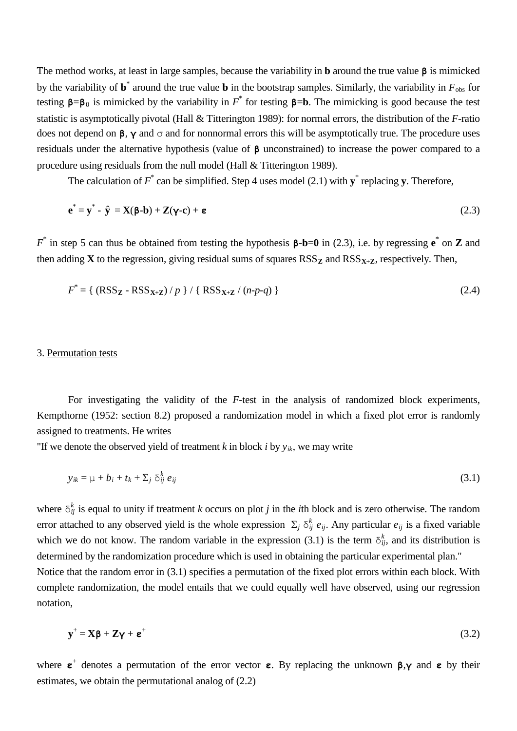The method works, at least in large samples, because the variability in $\mathbf{b}$ around the true value $\boldsymbol{\beta}$ is mimicked by the variability of $\mathbf{b}^*$ around the true value $\mathbf{b}$ in the bootstrap samples. Similarly, the variability in $F_{obs}$ for testing $\boldsymbol{\beta}=\boldsymbol{\beta}_0$ is mimicked by the variability in $F^*$ for testing $\boldsymbol{\beta}=\mathbf{b}$. The mimicking is good because the test statistic is asymptotically pivotal (Hall & Titterington 1989): for normal errors, the distribution of the *F*-ratio does not depend on $\boldsymbol{\beta}$, $\boldsymbol{\gamma}$ and $\sigma$ and for nonnormal errors this will be asymptotically true. The procedure uses residuals under the alternative hypothesis (value of $\boldsymbol{\beta}$ unconstrained) to increase the power compared to a procedure using residuals from the null model (Hall & Titterington 1989).

The calculation of $F^*$ can be simplified. Step 4 uses model (2.1) with $\mathbf{y}^*$ replacing $\mathbf{y}$. Therefore,

$$\mathbf{e}^* = \mathbf{y}^* - \hat{\mathbf{y}} = \mathbf{X}(\boldsymbol{\beta}-\mathbf{b}) + \mathbf{Z}(\boldsymbol{\gamma}-\mathbf{c}) + \boldsymbol{\varepsilon} \tag{2.3}$$

$F^*$ in step 5 can thus be obtained from testing the hypothesis $\boldsymbol{\beta}-\mathbf{b}=\mathbf{0}$ in (2.3), i.e. by regressing $\mathbf{e}^*$ on $\mathbf{Z}$ and then adding $\mathbf{X}$ to the regression, giving residual sums of squares $\mathrm{RSS}_{\mathbf{Z}}$ and $\mathrm{RSS}_{\mathbf{X+Z}}$, respectively. Then,

$$F^* = \{ (\mathrm{RSS}_{\mathbf{Z}} - \mathrm{RSS}_{\mathbf{X+Z}}) / p \} / \{ \mathrm{RSS}_{\mathbf{X+Z}} / (n-p-q) \} \tag{2.4}$$

## 3. Permutation tests

For investigating the validity of the *F*-test in the analysis of randomized block experiments, Kempthorne (1952: section 8.2) proposed a randomization model in which a fixed plot error is randomly assigned to treatments. He writes

"If we denote the observed yield of treatment *k* in block *i* by $y_{ik}$, we may write

$$y_{ik} = \mu + b_i + t_k + \Sigma_j \, \delta_{ij}^k \, e_{ij} \tag{3.1}$$

where $\delta_{ij}^k$ is equal to unity if treatment *k* occurs on plot *j* in the *i*th block and is zero otherwise. The random error attached to any observed yield is the whole expression $\Sigma_j \, \delta_{ij}^k \, e_{ij}$. Any particular $e_{ij}$ is a fixed variable which we do not know. The random variable in the expression (3.1) is the term $\delta_{ij}^k$, and its distribution is determined by the randomization procedure which is used in obtaining the particular experimental plan."

Notice that the random error in (3.1) specifies a permutation of the fixed plot errors within each block. With complete randomization, the model entails that we could equally well have observed, using our regression notation,

$$\mathbf{y}^+ = \mathbf{X}\boldsymbol{\beta} + \mathbf{Z}\boldsymbol{\gamma} + \boldsymbol{\varepsilon}^+ \tag{3.2}$$

where $\boldsymbol{\varepsilon}^+$ denotes a permutation of the error vector $\boldsymbol{\varepsilon}$. By replacing the unknown $\boldsymbol{\beta}$,$\boldsymbol{\gamma}$ and $\boldsymbol{\varepsilon}$ by their estimates, we obtain the permutational analog of (2.2)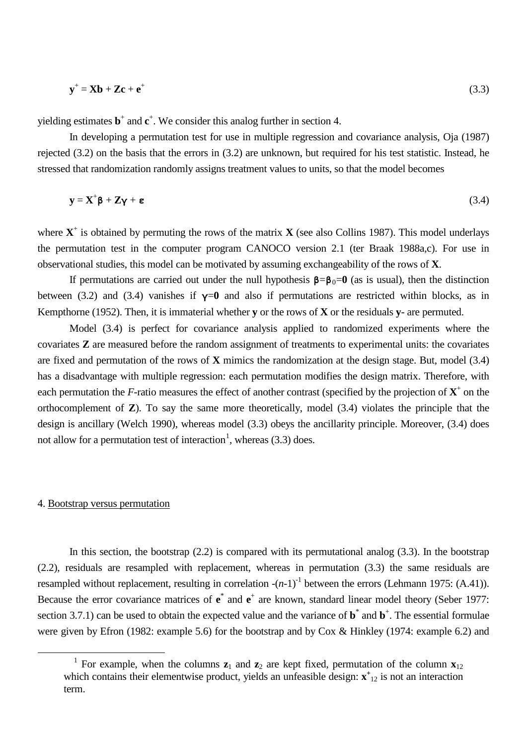$$\mathbf{y}^{+} = \mathbf{X}\mathbf{b} + \mathbf{Z}\mathbf{c} + \mathbf{e}^{+} \tag{3.3}$$

yielding estimates $\mathbf{b}^{+}$ and $\mathbf{c}^{+}$. We consider this analog further in section 4.

In developing a permutation test for use in multiple regression and covariance analysis, Oja (1987) rejected (3.2) on the basis that the errors in (3.2) are unknown, but required for his test statistic. Instead, he stressed that randomization randomly assigns treatment values to units, so that the model becomes

$$\mathbf{y} = \mathbf{X}^{+}\boldsymbol{\beta} + \mathbf{Z}\boldsymbol{\gamma} + \boldsymbol{\varepsilon} \tag{3.4}$$

where $\mathbf{X}^{+}$ is obtained by permuting the rows of the matrix $\mathbf{X}$ (see also Collins 1987). This model underlays the permutation test in the computer program CANOCO version 2.1 (ter Braak 1988a,c). For use in observational studies, this model can be motivated by assuming exchangeability of the rows of $\mathbf{X}$.

If permutations are carried out under the null hypothesis $\boldsymbol{\beta}=\boldsymbol{\beta}_0=\mathbf{0}$ (as is usual), then the distinction between (3.2) and (3.4) vanishes if $\boldsymbol{\gamma}=\mathbf{0}$ and also if permutations are restricted within blocks, as in Kempthorne (1952). Then, it is immaterial whether $\mathbf{y}$ or the rows of $\mathbf{X}$ or the residuals $\mathbf{y}$- are permuted.

Model (3.4) is perfect for covariance analysis applied to randomized experiments where the covariates $\mathbf{Z}$ are measured before the random assignment of treatments to experimental units: the covariates are fixed and permutation of the rows of $\mathbf{X}$ mimics the randomization at the design stage. But, model (3.4) has a disadvantage with multiple regression: each permutation modifies the design matrix. Therefore, with each permutation the *F*-ratio measures the effect of another contrast (specified by the projection of $\mathbf{X}^{+}$ on the orthocomplement of $\mathbf{Z}$). To say the same more theoretically, model (3.4) violates the principle that the design is ancillary (Welch 1990), whereas model (3.3) obeys the ancillarity principle. Moreover, (3.4) does not allow for a permutation test of interaction[1], whereas (3.3) does.

## 4. Bootstrap versus permutation

In this section, the bootstrap (2.2) is compared with its permutational analog (3.3). In the bootstrap (2.2), residuals are resampled with replacement, whereas in permutation (3.3) the same residuals are resampled without replacement, resulting in correlation $-(n-1)^{-1}$ between the errors (Lehmann 1975: (A.41)). Because the error covariance matrices of $\mathbf{e}^{*}$ and $\mathbf{e}^{+}$ are known, standard linear model theory (Seber 1977: section 3.7.1) can be used to obtain the expected value and the variance of $\mathbf{b}^{*}$ and $\mathbf{b}^{+}$. The essential formulae were given by Efron (1982: example 5.6) for the bootstrap and by Cox & Hinkley (1974: example 6.2) and

[1] For example, when the columns $\mathbf{z}_1$ and $\mathbf{z}_2$ are kept fixed, permutation of the column $\mathbf{x}_{12}$ which contains their elementwise product, yields an unfeasible design: $\mathbf{x}^{+}_{12}$ is not an interaction term.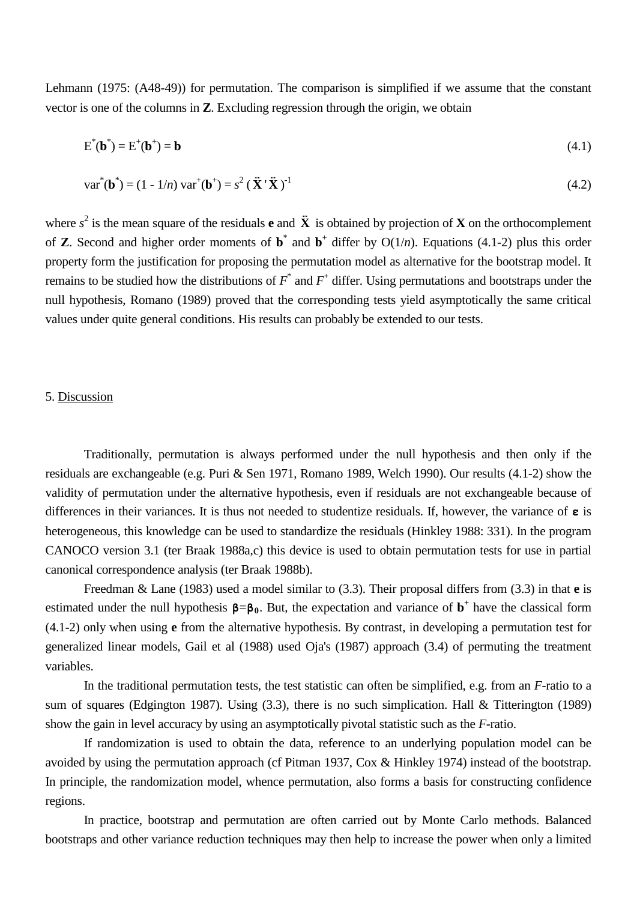Lehmann (1975: (A48-49)) for permutation. The comparison is simplified if we assume that the constant vector is one of the columns in **Z**. Excluding regression through the origin, we obtain

$$\mathrm{E}^*(\mathbf{b}^*) = \mathrm{E}^+(\mathbf{b}^+) = \mathbf{b} \tag{4.1}$$

$$\mathrm{var}^*(\mathbf{b}^*) = (1 - 1/n)\ \mathrm{var}^+(\mathbf{b}^+) = s^2\,(\ddot{\mathbf{X}}'\ddot{\mathbf{X}})^{-1} \tag{4.2}$$

where $s^2$ is the mean square of the residuals **e** and $\ddot{\mathbf{X}}$ is obtained by projection of **X** on the orthocomplement of **Z**. Second and higher order moments of $\mathbf{b}^*$ and $\mathbf{b}^+$ differ by O(1/*n*). Equations (4.1-2) plus this order property form the justification for proposing the permutation model as alternative for the bootstrap model. It remains to be studied how the distributions of $F^*$ and $F^+$ differ. Using permutations and bootstraps under the null hypothesis, Romano (1989) proved that the corresponding tests yield asymptotically the same critical values under quite general conditions. His results can probably be extended to our tests.

## 5. Discussion

Traditionally, permutation is always performed under the null hypothesis and then only if the residuals are exchangeable (e.g. Puri & Sen 1971, Romano 1989, Welch 1990). Our results (4.1-2) show the validity of permutation under the alternative hypothesis, even if residuals are not exchangeable because of differences in their variances. It is thus not needed to studentize residuals. If, however, the variance of $\boldsymbol{\varepsilon}$ is heterogeneous, this knowledge can be used to standardize the residuals (Hinkley 1988: 331). In the program CANOCO version 3.1 (ter Braak 1988a,c) this device is used to obtain permutation tests for use in partial canonical correspondence analysis (ter Braak 1988b).

Freedman & Lane (1983) used a model similar to (3.3). Their proposal differs from (3.3) in that **e** is estimated under the null hypothesis $\boldsymbol{\beta}=\boldsymbol{\beta}_0$. But, the expectation and variance of $\mathbf{b}^+$ have the classical form (4.1-2) only when using **e** from the alternative hypothesis. By contrast, in developing a permutation test for generalized linear models, Gail et al (1988) used Oja's (1987) approach (3.4) of permuting the treatment variables.

In the traditional permutation tests, the test statistic can often be simplified, e.g. from an *F*-ratio to a sum of squares (Edgington 1987). Using (3.3), there is no such simplication. Hall & Titterington (1989) show the gain in level accuracy by using an asymptotically pivotal statistic such as the *F*-ratio.

If randomization is used to obtain the data, reference to an underlying population model can be avoided by using the permutation approach (cf Pitman 1937, Cox & Hinkley 1974) instead of the bootstrap. In principle, the randomization model, whence permutation, also forms a basis for constructing confidence regions.

In practice, bootstrap and permutation are often carried out by Monte Carlo methods. Balanced bootstraps and other variance reduction techniques may then help to increase the power when only a limited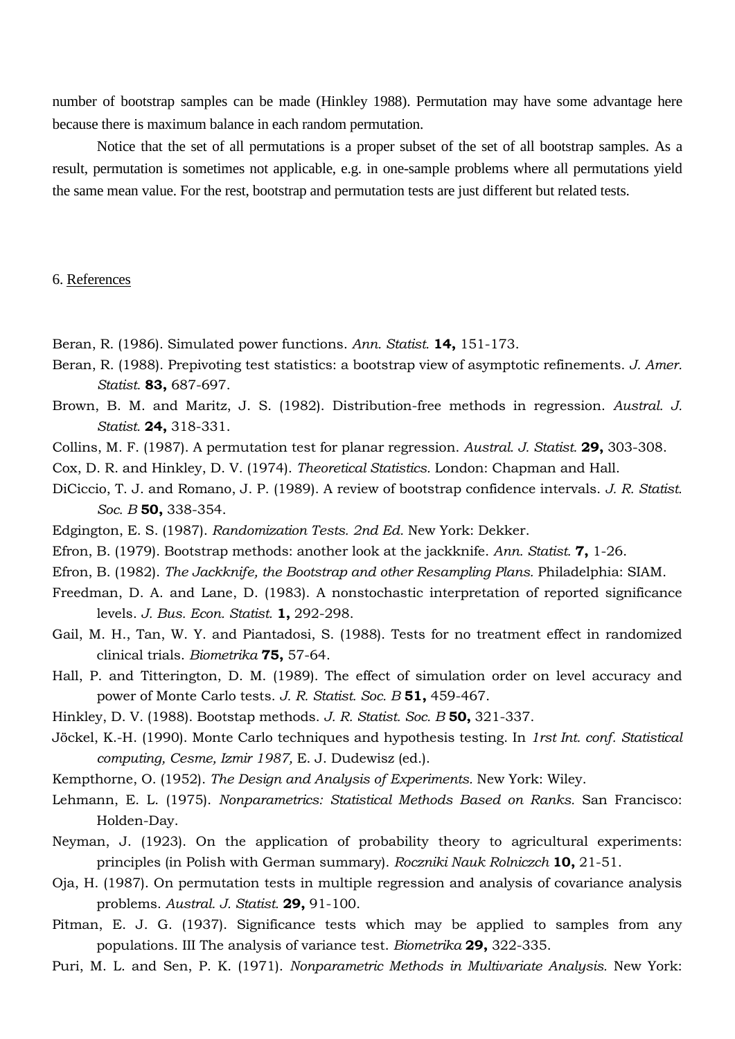number of bootstrap samples can be made (Hinkley 1988). Permutation may have some advantage here because there is maximum balance in each random permutation.

Notice that the set of all permutations is a proper subset of the set of all bootstrap samples. As a result, permutation is sometimes not applicable, e.g. in one-sample problems where all permutations yield the same mean value. For the rest, bootstrap and permutation tests are just different but related tests.

## 6. References

Beran, R. (1986). Simulated power functions. *Ann. Statist.* **14,** 151-173.

Beran, R. (1988). Prepivoting test statistics: a bootstrap view of asymptotic refinements. *J. Amer. Statist.* **83,** 687-697.

Brown, B. M. and Maritz, J. S. (1982). Distribution-free methods in regression. *Austral. J. Statist.* **24,** 318-331.

Collins, M. F. (1987). A permutation test for planar regression. *Austral. J. Statist.* **29,** 303-308.

Cox, D. R. and Hinkley, D. V. (1974). *Theoretical Statistics.* London: Chapman and Hall.

DiCiccio, T. J. and Romano, J. P. (1989). A review of bootstrap confidence intervals. *J. R. Statist. Soc. B* **50,** 338-354.

Edgington, E. S. (1987). *Randomization Tests. 2nd Ed.* New York: Dekker.

Efron, B. (1979). Bootstrap methods: another look at the jackknife. *Ann. Statist.* **7,** 1-26.

Efron, B. (1982). *The Jackknife, the Bootstrap and other Resampling Plans.* Philadelphia: SIAM.

Freedman, D. A. and Lane, D. (1983). A nonstochastic interpretation of reported significance levels. *J. Bus. Econ. Statist.* **1,** 292-298.

Gail, M. H., Tan, W. Y. and Piantadosi, S. (1988). Tests for no treatment effect in randomized clinical trials. *Biometrika* **75,** 57-64.

Hall, P. and Titterington, D. M. (1989). The effect of simulation order on level accuracy and power of Monte Carlo tests. *J. R. Statist. Soc. B* **51,** 459-467.

Hinkley, D. V. (1988). Bootstap methods. *J. R. Statist. Soc. B* **50,** 321-337.

Jöckel, K.-H. (1990). Monte Carlo techniques and hypothesis testing. In *1rst Int. conf. Statistical computing, Cesme, Izmir 1987,* E. J. Dudewisz (ed.).

Kempthorne, O. (1952). *The Design and Analysis of Experiments.* New York: Wiley.

Lehmann, E. L. (1975). *Nonparametrics: Statistical Methods Based on Ranks.* San Francisco: Holden-Day.

Neyman, J. (1923). On the application of probability theory to agricultural experiments: principles (in Polish with German summary). *Roczniki Nauk Rolniczch* **10,** 21-51.

Oja, H. (1987). On permutation tests in multiple regression and analysis of covariance analysis problems. *Austral. J. Statist.* **29,** 91-100.

Pitman, E. J. G. (1937). Significance tests which may be applied to samples from any populations. III The analysis of variance test. *Biometrika* **29,** 322-335.

Puri, M. L. and Sen, P. K. (1971). *Nonparametric Methods in Multivariate Analysis.* New York: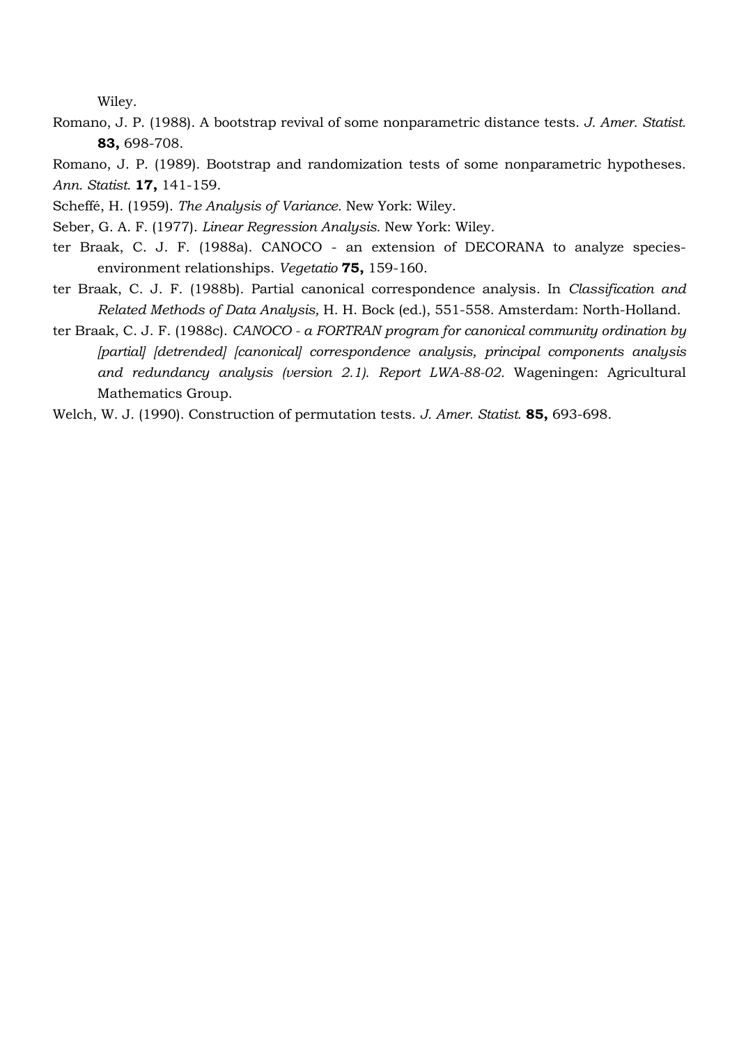Wiley.

Romano, J. P. (1988). A bootstrap revival of some nonparametric distance tests. *J. Amer. Statist.* **83,** 698-708.

Romano, J. P. (1989). Bootstrap and randomization tests of some nonparametric hypotheses. *Ann. Statist.* **17,** 141-159.

Scheffé, H. (1959). *The Analysis of Variance.* New York: Wiley.

Seber, G. A. F. (1977). *Linear Regression Analysis.* New York: Wiley.

ter Braak, C. J. F. (1988a). CANOCO - an extension of DECORANA to analyze species-environment relationships. *Vegetatio* **75,** 159-160.

ter Braak, C. J. F. (1988b). Partial canonical correspondence analysis. In *Classification and Related Methods of Data Analysis,* H. H. Bock (ed.), 551-558. Amsterdam: North-Holland.

ter Braak, C. J. F. (1988c). *CANOCO - a FORTRAN program for canonical community ordination by [partial] [detrended] [canonical] correspondence analysis, principal components analysis and redundancy analysis (version 2.1). Report LWA-88-02.* Wageningen: Agricultural Mathematics Group.

Welch, W. J. (1990). Construction of permutation tests. *J. Amer. Statist.* **85,** 693-698.